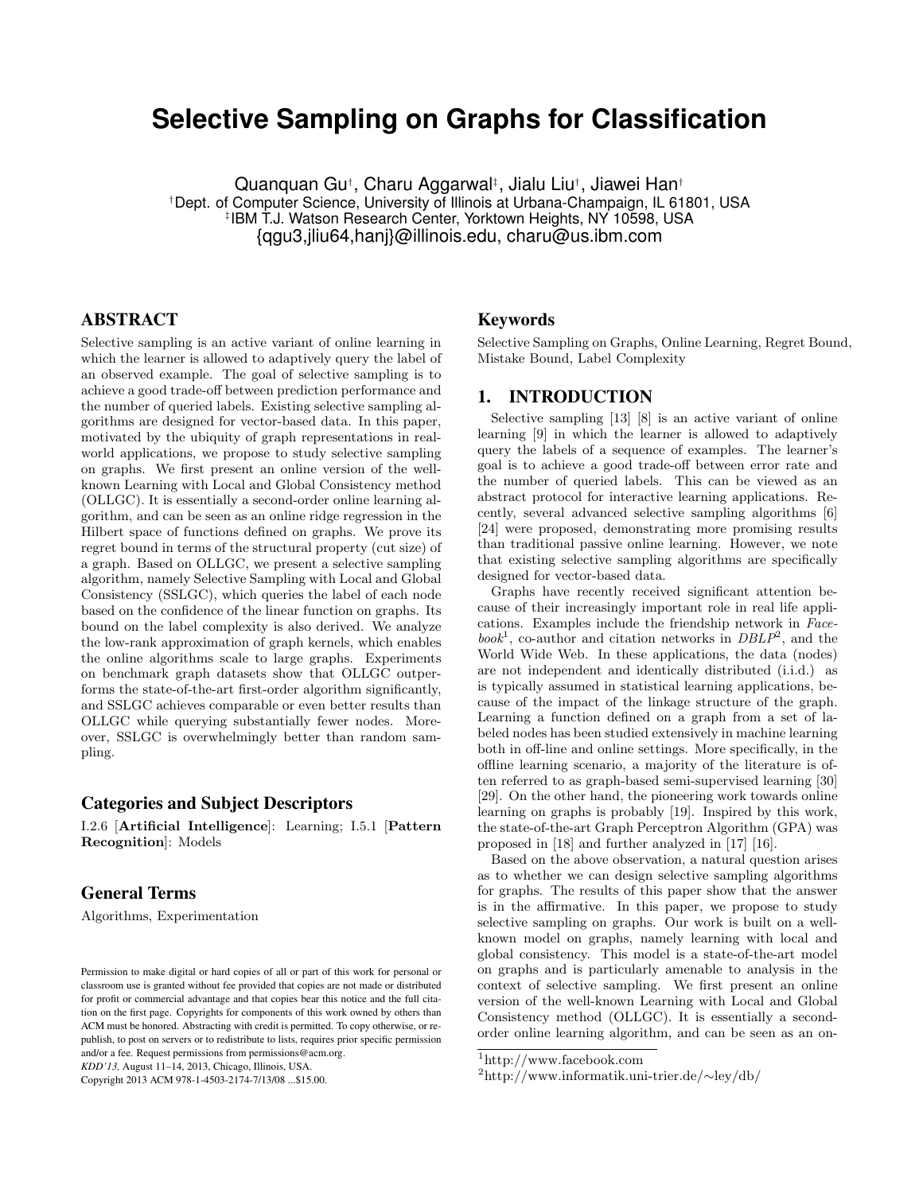# Selective Sampling on Graphs for Classification

Quanquan Gu[†], Charu Aggarwal[‡], Jialu Liu[†], Jiawei Han[†]

[†]Dept. of Computer Science, University of Illinois at Urbana-Champaign, IL 61801, USA

[‡]IBM T.J. Watson Research Center, Yorktown Heights, NY 10598, USA

{qgu3,jliu64,hanj}@illinois.edu, charu@us.ibm.com

## ABSTRACT

Selective sampling is an active variant of online learning in which the learner is allowed to adaptively query the label of an observed example. The goal of selective sampling is to achieve a good trade-off between prediction performance and the number of queried labels. Existing selective sampling algorithms are designed for vector-based data. In this paper, motivated by the ubiquity of graph representations in real-world applications, we propose to study selective sampling on graphs. We first present an online version of the well-known Learning with Local and Global Consistency method (OLLGC). It is essentially a second-order online learning algorithm, and can be seen as an online ridge regression in the Hilbert space of functions defined on graphs. We prove its regret bound in terms of the structural property (cut size) of a graph. Based on OLLGC, we present a selective sampling algorithm, namely Selective Sampling with Local and Global Consistency (SSLGC), which queries the label of each node based on the confidence of the linear function on graphs. Its bound on the label complexity is also derived. We analyze the low-rank approximation of graph kernels, which enables the online algorithms scale to large graphs. Experiments on benchmark graph datasets show that OLLGC outperforms the state-of-the-art first-order algorithm significantly, and SSLGC achieves comparable or even better results than OLLGC while querying substantially fewer nodes. Moreover, SSLGC is overwhelmingly better than random sampling.

### Categories and Subject Descriptors

I.2.6 [**Artificial Intelligence**]: Learning; I.5.1 [**Pattern Recognition**]: Models

### General Terms

Algorithms, Experimentation

Permission to make digital or hard copies of all or part of this work for personal or classroom use is granted without fee provided that copies are not made or distributed for profit or commercial advantage and that copies bear this notice and the full citation on the first page. Copyrights for components of this work owned by others than ACM must be honored. Abstracting with credit is permitted. To copy otherwise, or republish, to post on servers or to redistribute to lists, requires prior specific permission and/or a fee. Request permissions from permissions@acm.org.
*KDD'13,* August 11–14, 2013, Chicago, Illinois, USA.
Copyright 2013 ACM 978-1-4503-2174-7/13/08 ...$15.00.

### Keywords

Selective Sampling on Graphs, Online Learning, Regret Bound, Mistake Bound, Label Complexity

## 1. INTRODUCTION

Selective sampling [13] [8] is an active variant of online learning [9] in which the learner is allowed to adaptively query the labels of a sequence of examples. The learner's goal is to achieve a good trade-off between error rate and the number of queried labels. This can be viewed as an abstract protocol for interactive learning applications. Recently, several advanced selective sampling algorithms [6] [24] were proposed, demonstrating more promising results than traditional passive online learning. However, we note that existing selective sampling algorithms are specifically designed for vector-based data.

Graphs have recently received significant attention because of their increasingly important role in real life applications. Examples include the friendship network in *Facebook*[1], co-author and citation networks in *DBLP*[2], and the World Wide Web. In these applications, the data (nodes) are not independent and identically distributed (i.i.d.) as is typically assumed in statistical learning applications, because of the impact of the linkage structure of the graph. Learning a function defined on a graph from a set of labeled nodes has been studied extensively in machine learning both in off-line and online settings. More specifically, in the offline learning scenario, a majority of the literature is often referred to as graph-based semi-supervised learning [30] [29]. On the other hand, the pioneering work towards online learning on graphs is probably [19]. Inspired by this work, the state-of-the-art Graph Perceptron Algorithm (GPA) was proposed in [18] and further analyzed in [17] [16].

Based on the above observation, a natural question arises as to whether we can design selective sampling algorithms for graphs. The results of this paper show that the answer is in the affirmative. In this paper, we propose to study selective sampling on graphs. Our work is built on a well-known model on graphs, namely learning with local and global consistency. This model is a state-of-the-art model on graphs and is particularly amenable to analysis in the context of selective sampling. We first present an online version of the well-known Learning with Local and Global Consistency method (OLLGC). It is essentially a second-order online learning algorithm, and can be seen as an on-

[1]http://www.facebook.com

[2]http://www.informatik.uni-trier.de/∼ley/db/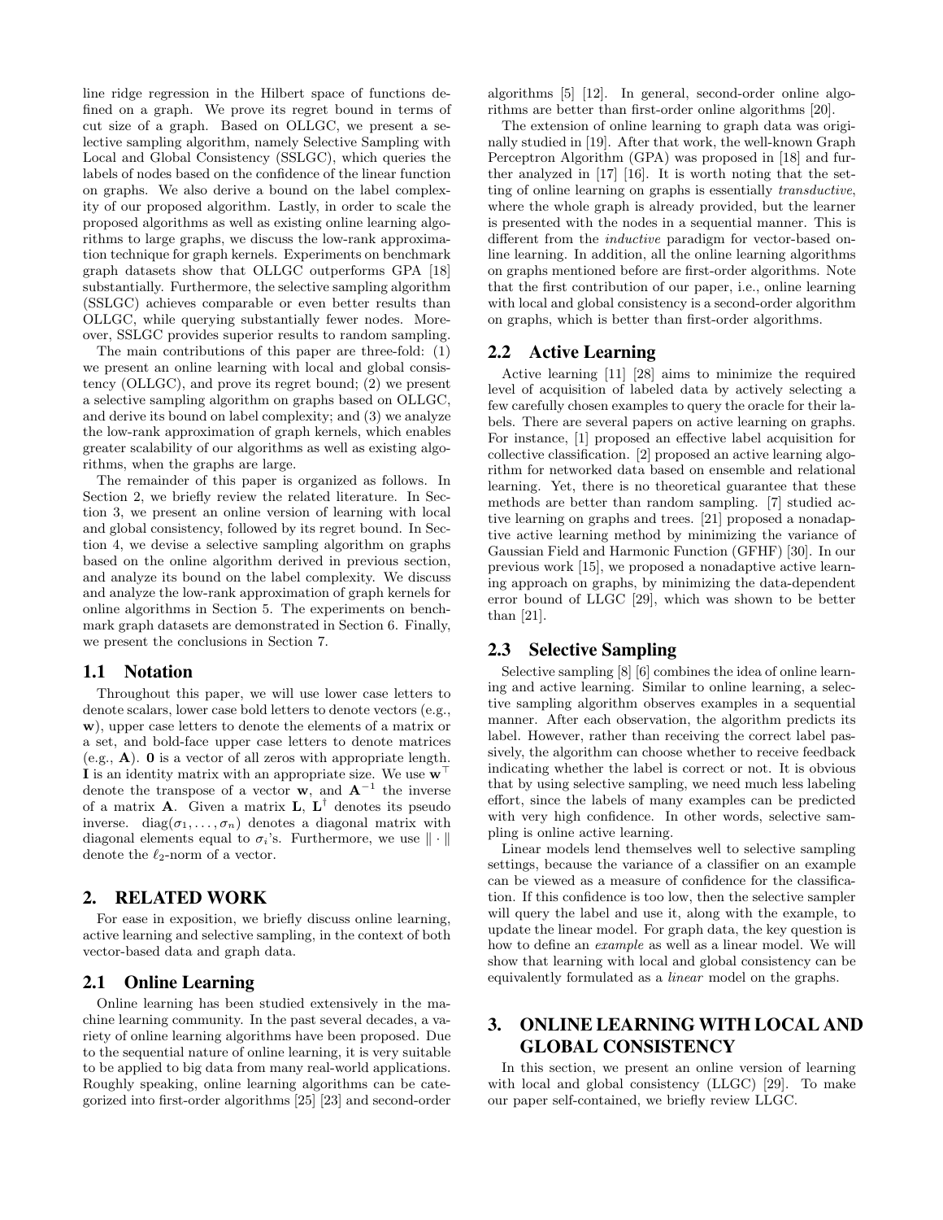line ridge regression in the Hilbert space of functions defined on a graph. We prove its regret bound in terms of cut size of a graph. Based on OLLGC, we present a selective sampling algorithm, namely Selective Sampling with Local and Global Consistency (SSLGC), which queries the labels of nodes based on the confidence of the linear function on graphs. We also derive a bound on the label complexity of our proposed algorithm. Lastly, in order to scale the proposed algorithms as well as existing online learning algorithms to large graphs, we discuss the low-rank approximation technique for graph kernels. Experiments on benchmark graph datasets show that OLLGC outperforms GPA [18] substantially. Furthermore, the selective sampling algorithm (SSLGC) achieves comparable or even better results than OLLGC, while querying substantially fewer nodes. Moreover, SSLGC provides superior results to random sampling.

The main contributions of this paper are three-fold: (1) we present an online learning with local and global consistency (OLLGC), and prove its regret bound; (2) we present a selective sampling algorithm on graphs based on OLLGC, and derive its bound on label complexity; and (3) we analyze the low-rank approximation of graph kernels, which enables greater scalability of our algorithms as well as existing algorithms, when the graphs are large.

The remainder of this paper is organized as follows. In Section 2, we briefly review the related literature. In Section 3, we present an online version of learning with local and global consistency, followed by its regret bound. In Section 4, we devise a selective sampling algorithm on graphs based on the online algorithm derived in previous section, and analyze its bound on the label complexity. We discuss and analyze the low-rank approximation of graph kernels for online algorithms in Section 5. The experiments on benchmark graph datasets are demonstrated in Section 6. Finally, we present the conclusions in Section 7.

## 1.1 Notation

Throughout this paper, we will use lower case letters to denote scalars, lower case bold letters to denote vectors (e.g., $\mathbf{w}$), upper case letters to denote the elements of a matrix or a set, and bold-face upper case letters to denote matrices (e.g., $\mathbf{A}$). $\mathbf{0}$ is a vector of all zeros with appropriate length. $\mathbf{I}$ is an identity matrix with an appropriate size. We use $\mathbf{w}^\top$ denote the transpose of a vector $\mathbf{w}$, and $\mathbf{A}^{-1}$ the inverse of a matrix $\mathbf{A}$. Given a matrix $\mathbf{L}$, $\mathbf{L}^\dagger$ denotes its pseudo inverse. $\text{diag}(\sigma_1, \ldots, \sigma_n)$ denotes a diagonal matrix with diagonal elements equal to $\sigma_i$'s. Furthermore, we use $\|\cdot\|$ denote the $\ell_2$-norm of a vector.

# 2. RELATED WORK

For ease in exposition, we briefly discuss online learning, active learning and selective sampling, in the context of both vector-based data and graph data.

## 2.1 Online Learning

Online learning has been studied extensively in the machine learning community. In the past several decades, a variety of online learning algorithms have been proposed. Due to the sequential nature of online learning, it is very suitable to be applied to big data from many real-world applications. Roughly speaking, online learning algorithms can be categorized into first-order algorithms [25] [23] and second-order algorithms [5] [12]. In general, second-order online algorithms are better than first-order online algorithms [20].

The extension of online learning to graph data was originally studied in [19]. After that work, the well-known Graph Perceptron Algorithm (GPA) was proposed in [18] and further analyzed in [17] [16]. It is worth noting that the setting of online learning on graphs is essentially *transductive*, where the whole graph is already provided, but the learner is presented with the nodes in a sequential manner. This is different from the *inductive* paradigm for vector-based online learning. In addition, all the online learning algorithms on graphs mentioned before are first-order algorithms. Note that the first contribution of our paper, i.e., online learning with local and global consistency is a second-order algorithm on graphs, which is better than first-order algorithms.

## 2.2 Active Learning

Active learning [11] [28] aims to minimize the required level of acquisition of labeled data by actively selecting a few carefully chosen examples to query the oracle for their labels. There are several papers on active learning on graphs. For instance, [1] proposed an effective label acquisition for collective classification. [2] proposed an active learning algorithm for networked data based on ensemble and relational learning. Yet, there is no theoretical guarantee that these methods are better than random sampling. [7] studied active learning on graphs and trees. [21] proposed a nonadaptive active learning method by minimizing the variance of Gaussian Field and Harmonic Function (GFHF) [30]. In our previous work [15], we proposed a nonadaptive active learning approach on graphs, by minimizing the data-dependent error bound of LLGC [29], which was shown to be better than [21].

## 2.3 Selective Sampling

Selective sampling [8] [6] combines the idea of online learning and active learning. Similar to online learning, a selective sampling algorithm observes examples in a sequential manner. After each observation, the algorithm predicts its label. However, rather than receiving the correct label passively, the algorithm can choose whether to receive feedback indicating whether the label is correct or not. It is obvious that by using selective sampling, we need much less labeling effort, since the labels of many examples can be predicted with very high confidence. In other words, selective sampling is online active learning.

Linear models lend themselves well to selective sampling settings, because the variance of a classifier on an example can be viewed as a measure of confidence for the classification. If this confidence is too low, then the selective sampler will query the label and use it, along with the example, to update the linear model. For graph data, the key question is how to define an *example* as well as a linear model. We will show that learning with local and global consistency can be equivalently formulated as a *linear* model on the graphs.

# 3. ONLINE LEARNING WITH LOCAL AND GLOBAL CONSISTENCY

In this section, we present an online version of learning with local and global consistency (LLGC) [29]. To make our paper self-contained, we briefly review LLGC.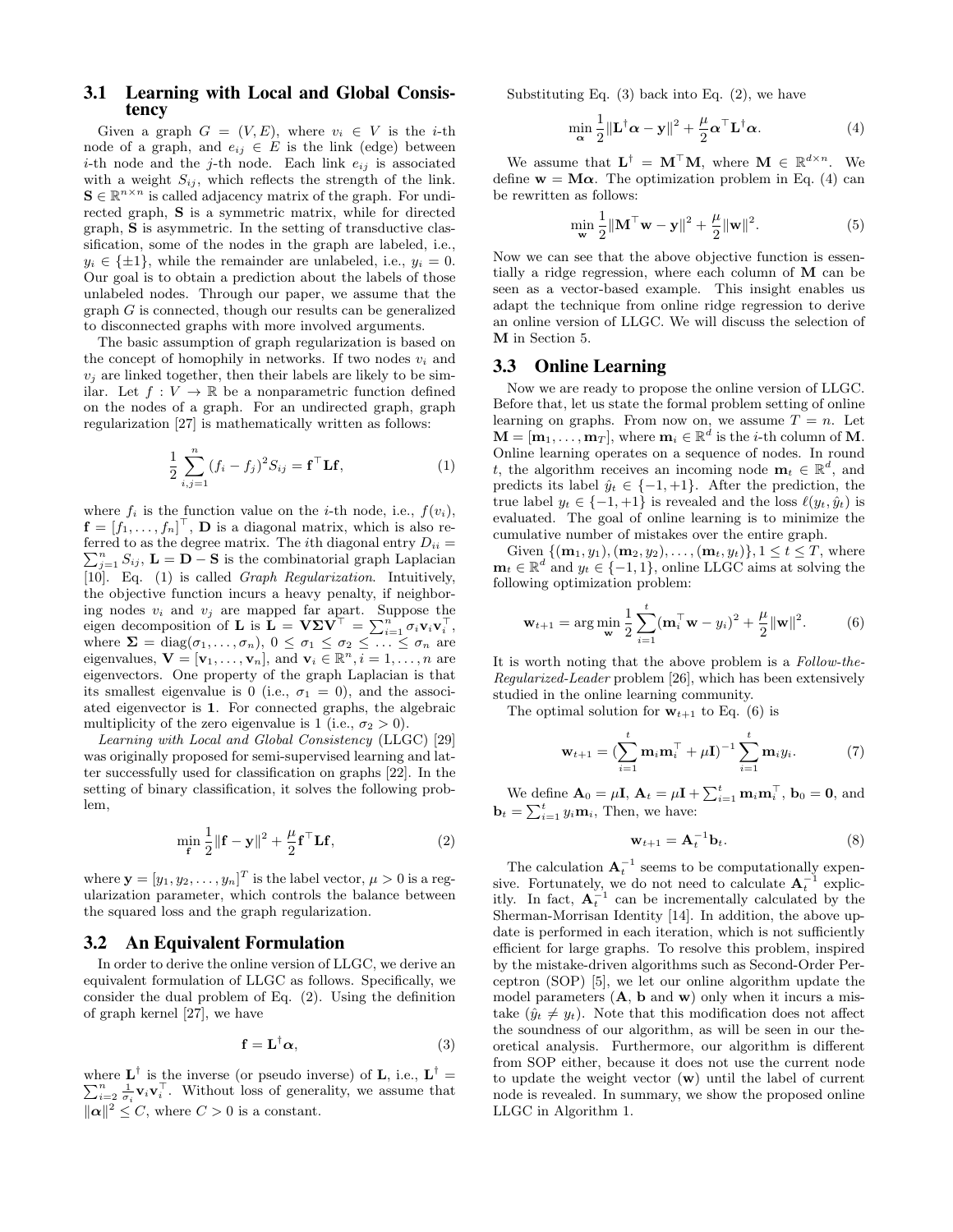### 3.1 Learning with Local and Global Consistency

Given a graph $G = (V, E)$, where $v_i \in V$ is the $i$-th node of a graph, and $e_{ij} \in E$ is the link (edge) between $i$-th node and the $j$-th node. Each link $e_{ij}$ is associated with a weight $S_{ij}$, which reflects the strength of the link. $\mathbf{S} \in \mathbb{R}^{n \times n}$ is called adjacency matrix of the graph. For undirected graph, $\mathbf{S}$ is a symmetric matrix, while for directed graph, $\mathbf{S}$ is asymmetric. In the setting of transductive classification, some of the nodes in the graph are labeled, i.e., $y_i \in \{\pm 1\}$, while the remainder are unlabeled, i.e., $y_i = 0$. Our goal is to obtain a prediction about the labels of those unlabeled nodes. Through our paper, we assume that the graph $G$ is connected, though our results can be generalized to disconnected graphs with more involved arguments.

The basic assumption of graph regularization is based on the concept of homophily in networks. If two nodes $v_i$ and $v_j$ are linked together, then their labels are likely to be similar. Let $f : V \to \mathbb{R}$ be a nonparametric function defined on the nodes of a graph. For an undirected graph, graph regularization [27] is mathematically written as follows:

$$\frac{1}{2} \sum_{i,j=1}^{n} (f_i - f_j)^2 S_{ij} = \mathbf{f}^\top \mathbf{L} \mathbf{f}, \tag{1}$$

where $f_i$ is the function value on the $i$-th node, i.e., $f(v_i)$, $\mathbf{f} = [f_1, \ldots, f_n]^\top$, $\mathbf{D}$ is a diagonal matrix, which is also referred to as the degree matrix. The $i$th diagonal entry $D_{ii} = \sum_{j=1}^{n} S_{ij}$, $\mathbf{L} = \mathbf{D} - \mathbf{S}$ is the combinatorial graph Laplacian [10]. Eq. (1) is called *Graph Regularization*. Intuitively, the objective function incurs a heavy penalty, if neighboring nodes $v_i$ and $v_j$ are mapped far apart. Suppose the eigen decomposition of $\mathbf{L}$ is $\mathbf{L} = \mathbf{V}\mathbf{\Sigma}\mathbf{V}^\top = \sum_{i=1}^{n} \sigma_i \mathbf{v}_i \mathbf{v}_i^\top$, where $\mathbf{\Sigma} = \text{diag}(\sigma_1, \ldots, \sigma_n)$, $0 \leq \sigma_1 \leq \sigma_2 \leq \ldots \leq \sigma_n$ are eigenvalues, $\mathbf{V} = [\mathbf{v}_1, \ldots, \mathbf{v}_n]$, and $\mathbf{v}_i \in \mathbb{R}^n, i = 1, \ldots, n$ are eigenvectors. One property of the graph Laplacian is that its smallest eigenvalue is 0 (i.e., $\sigma_1 = 0$), and the associated eigenvector is $\mathbf{1}$. For connected graphs, the algebraic multiplicity of the zero eigenvalue is 1 (i.e., $\sigma_2 > 0$).

*Learning with Local and Global Consistency* (LLGC) [29] was originally proposed for semi-supervised learning and latter successfully used for classification on graphs [22]. In the setting of binary classification, it solves the following problem,

$$\min_{\mathbf{f}} \frac{1}{2} \|\mathbf{f} - \mathbf{y}\|^2 + \frac{\mu}{2} \mathbf{f}^\top \mathbf{L} \mathbf{f}, \tag{2}$$

where $\mathbf{y} = [y_1, y_2, \ldots, y_n]^T$ is the label vector, $\mu > 0$ is a regularization parameter, which controls the balance between the squared loss and the graph regularization.

### 3.2 An Equivalent Formulation

In order to derive the online version of LLGC, we derive an equivalent formulation of LLGC as follows. Specifically, we consider the dual problem of Eq. (2). Using the definition of graph kernel [27], we have

$$\mathbf{f} = \mathbf{L}^\dagger \boldsymbol{\alpha}, \tag{3}$$

where $\mathbf{L}^\dagger$ is the inverse (or pseudo inverse) of $\mathbf{L}$, i.e., $\mathbf{L}^\dagger = \sum_{i=2}^{n} \frac{1}{\sigma_i} \mathbf{v}_i \mathbf{v}_i^\top$. Without loss of generality, we assume that $\|\boldsymbol{\alpha}\|^2 \leq C$, where $C > 0$ is a constant.

Substituting Eq. (3) back into Eq. (2), we have

$$\min_{\boldsymbol{\alpha}} \frac{1}{2} \|\mathbf{L}^\dagger \boldsymbol{\alpha} - \mathbf{y}\|^2 + \frac{\mu}{2} \boldsymbol{\alpha}^\top \mathbf{L}^\dagger \boldsymbol{\alpha}. \tag{4}$$

We assume that $\mathbf{L}^\dagger = \mathbf{M}^\top \mathbf{M}$, where $\mathbf{M} \in \mathbb{R}^{d \times n}$. We define $\mathbf{w} = \mathbf{M}\boldsymbol{\alpha}$. The optimization problem in Eq. (4) can be rewritten as follows:

$$\min_{\mathbf{w}} \frac{1}{2} \|\mathbf{M}^\top \mathbf{w} - \mathbf{y}\|^2 + \frac{\mu}{2} \|\mathbf{w}\|^2. \tag{5}$$

Now we can see that the above objective function is essentially a ridge regression, where each column of $\mathbf{M}$ can be seen as a vector-based example. This insight enables us adapt the technique from online ridge regression to derive an online version of LLGC. We will discuss the selection of $\mathbf{M}$ in Section 5.

### 3.3 Online Learning

Now we are ready to propose the online version of LLGC. Before that, let us state the formal problem setting of online learning on graphs. From now on, we assume that $T = n$. Let $\mathbf{M} = [\mathbf{m}_1, \ldots, \mathbf{m}_T]$, where $\mathbf{m}_i \in \mathbb{R}^d$ is the $i$-th column of $\mathbf{M}$. Online learning operates on a sequence of nodes. In round $t$, the algorithm receives an incoming node $\mathbf{m}_t \in \mathbb{R}^d$, and predicts its label $\hat{y}_t \in \{-1, +1\}$. After the prediction, the true label $y_t \in \{-1, +1\}$ is revealed and the loss $\ell(y_t, \hat{y}_t)$ is evaluated. The goal of online learning is to minimize the cumulative number of mistakes over the entire graph.

Given $\{(\mathbf{m}_1, y_1), (\mathbf{m}_2, y_2), \ldots, (\mathbf{m}_t, y_t)\}, 1 \leq t \leq T$, where $\mathbf{m}_t \in \mathbb{R}^d$ and $y_t \in \{-1, 1\}$, online LLGC aims at solving the following optimization problem:

$$\mathbf{w}_{t+1} = \arg\min_{\mathbf{w}} \frac{1}{2} \sum_{i=1}^{t} (\mathbf{m}_i^\top \mathbf{w} - y_i)^2 + \frac{\mu}{2} \|\mathbf{w}\|^2. \tag{6}$$

It is worth noting that the above problem is a *Follow-the-Regularized-Leader* problem [26], which has been extensively studied in the online learning community.

The optimal solution for $\mathbf{w}_{t+1}$ to Eq. (6) is

$$\mathbf{w}_{t+1} = (\sum_{i=1}^{t} \mathbf{m}_i \mathbf{m}_i^\top + \mu \mathbf{I})^{-1} \sum_{i=1}^{t} \mathbf{m}_i y_i. \tag{7}$$

We define $\mathbf{A}_0 = \mu \mathbf{I}$, $\mathbf{A}_t = \mu \mathbf{I} + \sum_{i=1}^{t} \mathbf{m}_i \mathbf{m}_i^\top$, $\mathbf{b}_0 = \mathbf{0}$, and $\mathbf{b}_t = \sum_{i=1}^{t} y_i \mathbf{m}_i$, Then, we have:

$$\mathbf{w}_{t+1} = \mathbf{A}_t^{-1} \mathbf{b}_t. \tag{8}$$

The calculation $\mathbf{A}_t^{-1}$ seems to be computationally expensive. Fortunately, we do not need to calculate $\mathbf{A}_t^{-1}$ explicitly. In fact, $\mathbf{A}_t^{-1}$ can be incrementally calculated by the Sherman-Morrisan Identity [14]. In addition, the above update is performed in each iteration, which is not sufficiently efficient for large graphs. To resolve this problem, inspired by the mistake-driven algorithms such as Second-Order Perceptron (SOP) [5], we let our online algorithm update the model parameters ($\mathbf{A}$, $\mathbf{b}$ and $\mathbf{w}$) only when it incurs a mistake ($\hat{y}_t \neq y_t$). Note that this modification does not affect the soundness of our algorithm, as will be seen in our theoretical analysis. Furthermore, our algorithm is different from SOP either, because it does not use the current node to update the weight vector ($\mathbf{w}$) until the label of current node is revealed. In summary, we show the proposed online LLGC in Algorithm 1.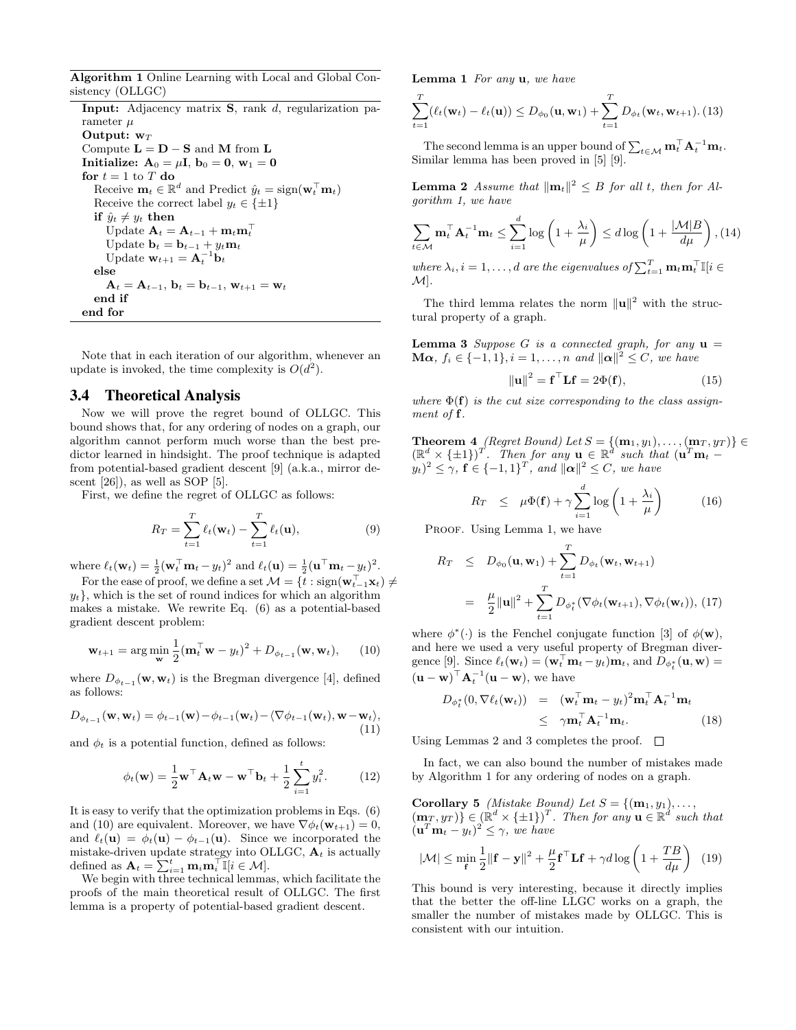**Algorithm 1** Online Learning with Local and Global Consistency (OLLGC)

**Input:** Adjacency matrix $\mathbf{S}$, rank $d$, regularization parameter $\mu$
**Output:** $\mathbf{w}_T$
Compute $\mathbf{L} = \mathbf{D} - \mathbf{S}$ and $\mathbf{M}$ from $\mathbf{L}$
**Initialize:** $\mathbf{A}_0 = \mu\mathbf{I}$, $\mathbf{b}_0 = \mathbf{0}$, $\mathbf{w}_1 = \mathbf{0}$
**for** $t = 1$ to $T$ **do**
  Receive $\mathbf{m}_t \in \mathbb{R}^d$ and Predict $\hat{y}_t = \text{sign}(\mathbf{w}_t^\top \mathbf{m}_t)$
  Receive the correct label $y_t \in \{\pm 1\}$
  **if** $\hat{y}_t \neq y_t$ **then**
    Update $\mathbf{A}_t = \mathbf{A}_{t-1} + \mathbf{m}_t \mathbf{m}_t^\top$
    Update $\mathbf{b}_t = \mathbf{b}_{t-1} + y_t \mathbf{m}_t$
    Update $\mathbf{w}_{t+1} = \mathbf{A}_t^{-1}\mathbf{b}_t$
  **else**
    $\mathbf{A}_t = \mathbf{A}_{t-1}$, $\mathbf{b}_t = \mathbf{b}_{t-1}$, $\mathbf{w}_{t+1} = \mathbf{w}_t$
  **end if**
**end for**

Note that in each iteration of our algorithm, whenever an update is invoked, the time complexity is $O(d^2)$.

## 3.4 Theoretical Analysis

Now we will prove the regret bound of OLLGC. This bound shows that, for any ordering of nodes on a graph, our algorithm cannot perform much worse than the best predictor learned in hindsight. The proof technique is adapted from potential-based gradient descent [9] (a.k.a., mirror descent [26]), as well as SOP [5].

First, we define the regret of OLLGC as follows:

$$R_T = \sum_{t=1}^{T} \ell_t(\mathbf{w}_t) - \sum_{t=1}^{T} \ell_t(\mathbf{u}), \tag{9}$$

where $\ell_t(\mathbf{w}_t) = \frac{1}{2}(\mathbf{w}_t^\top \mathbf{m}_t - y_t)^2$ and $\ell_t(\mathbf{u}) = \frac{1}{2}(\mathbf{u}^\top \mathbf{m}_t - y_t)^2$.

For the ease of proof, we define a set $\mathcal{M} = \{t : \text{sign}(\mathbf{w}_{t-1}^\top \mathbf{x}_t) \neq y_t\}$, which is the set of round indices for which an algorithm makes a mistake. We rewrite Eq. (6) as a potential-based gradient descent problem:

$$\mathbf{w}_{t+1} = \arg\min_{\mathbf{w}} \frac{1}{2}(\mathbf{m}_t^\top \mathbf{w} - y_t)^2 + D_{\phi_{t-1}}(\mathbf{w}, \mathbf{w}_t), \tag{10}$$

where $D_{\phi_{t-1}}(\mathbf{w}, \mathbf{w}_t)$ is the Bregman divergence [4], defined as follows:

$$D_{\phi_{t-1}}(\mathbf{w}, \mathbf{w}_t) = \phi_{t-1}(\mathbf{w}) - \phi_{t-1}(\mathbf{w}_t) - \langle \nabla\phi_{t-1}(\mathbf{w}_t), \mathbf{w} - \mathbf{w}_t \rangle, \tag{11}$$

and $\phi_t$ is a potential function, defined as follows:

$$\phi_t(\mathbf{w}) = \frac{1}{2}\mathbf{w}^\top \mathbf{A}_t \mathbf{w} - \mathbf{w}^\top \mathbf{b}_t + \frac{1}{2}\sum_{i=1}^{t} y_i^2. \tag{12}$$

It is easy to verify that the optimization problems in Eqs. (6) and (10) are equivalent. Moreover, we have $\nabla\phi_t(\mathbf{w}_{t+1}) = 0$, and $\ell_t(\mathbf{u}) = \phi_t(\mathbf{u}) - \phi_{t-1}(\mathbf{u})$. Since we incorporated the mistake-driven update strategy into OLLGC, $\mathbf{A}_t$ is actually defined as $\mathbf{A}_t = \sum_{i=1}^{t} \mathbf{m}_i \mathbf{m}_i^\top \mathbb{I}[i \in \mathcal{M}]$.

We begin with three technical lemmas, which facilitate the proofs of the main theoretical result of OLLGC. The first lemma is a property of potential-based gradient descent.

**Lemma 1** *For any* $\mathbf{u}$*, we have*

$$\sum_{t=1}^{T} (\ell_t(\mathbf{w}_t) - \ell_t(\mathbf{u})) \leq D_{\phi_0}(\mathbf{u}, \mathbf{w}_1) + \sum_{t=1}^{T} D_{\phi_t}(\mathbf{w}_t, \mathbf{w}_{t+1}). \tag{13}$$

The second lemma is an upper bound of $\sum_{t\in\mathcal{M}} \mathbf{m}_t^\top \mathbf{A}_t^{-1} \mathbf{m}_t$. Similar lemma has been proved in [5] [9].

**Lemma 2** *Assume that* $\|\mathbf{m}_t\|^2 \leq B$ *for all* $t$*, then for Algorithm 1, we have*

$$\sum_{t\in\mathcal{M}} \mathbf{m}_t^\top \mathbf{A}_t^{-1} \mathbf{m}_t \leq \sum_{i=1}^{d} \log\left(1 + \frac{\lambda_i}{\mu}\right) \leq d \log\left(1 + \frac{|\mathcal{M}|B}{d\mu}\right), \tag{14}$$

*where* $\lambda_i, i = 1, \ldots, d$ *are the eigenvalues of* $\sum_{t=1}^{T} \mathbf{m}_t \mathbf{m}_t^\top \mathbb{I}[i \in \mathcal{M}]$.

The third lemma relates the norm $\|\mathbf{u}\|^2$ with the structural property of a graph.

**Lemma 3** *Suppose* $G$ *is a connected graph, for any* $\mathbf{u} = \mathbf{M}\boldsymbol{\alpha}$*,* $f_i \in \{-1, 1\}, i = 1, \ldots, n$ *and* $\|\boldsymbol{\alpha}\|^2 \leq C$*, we have*

$$\|\mathbf{u}\|^2 = \mathbf{f}^\top \mathbf{L} \mathbf{f} = 2\Phi(\mathbf{f}), \tag{15}$$

*where* $\Phi(\mathbf{f})$ *is the cut size corresponding to the class assignment of* $\mathbf{f}$.

**Theorem 4** *(Regret Bound) Let* $S = \{(\mathbf{m}_1, y_1), \ldots, (\mathbf{m}_T, y_T)\} \in (\mathbb{R}^d \times \{\pm 1\})^T$*. Then for any* $\mathbf{u} \in \mathbb{R}^d$ *such that* $(\mathbf{u}^T \mathbf{m}_t - y_t)^2 \leq \gamma$*,* $\mathbf{f} \in \{-1, 1\}^T$*, and* $\|\boldsymbol{\alpha}\|^2 \leq C$*, we have*

$$R_T \leq \mu\Phi(\mathbf{f}) + \gamma \sum_{i=1}^{d} \log\left(1 + \frac{\lambda_i}{\mu}\right) \tag{16}$$

Proof. Using Lemma 1, we have

$$\begin{aligned} R_T &\leq D_{\phi_0}(\mathbf{u}, \mathbf{w}_1) + \sum_{t=1}^{T} D_{\phi_t}(\mathbf{w}_t, \mathbf{w}_{t+1}) \\ &= \frac{\mu}{2}\|\mathbf{u}\|^2 + \sum_{t=1}^{T} D_{\phi_t^*}(\nabla\phi_t(\mathbf{w}_{t+1}), \nabla\phi_t(\mathbf{w}_t)), \end{aligned} \tag{17}$$

where $\phi^*(\cdot)$ is the Fenchel conjugate function [3] of $\phi(\mathbf{w})$, and here we used a very useful property of Bregman divergence [9]. Since $\ell_t(\mathbf{w}_t) = (\mathbf{w}_t^\top \mathbf{m}_t - y_t)\mathbf{m}_t$, and $D_{\phi_t^*}(\mathbf{u}, \mathbf{w}) = (\mathbf{u} - \mathbf{w})^\top \mathbf{A}_t^{-1}(\mathbf{u} - \mathbf{w})$, we have

$$\begin{aligned} D_{\phi_t^*}(0, \nabla\ell(\mathbf{w}_t)) &= (\mathbf{w}_t^\top \mathbf{m}_t - y_t)^2 \mathbf{m}_t^\top \mathbf{A}_t^{-1} \mathbf{m}_t \\ &\leq \gamma \mathbf{m}_t^\top \mathbf{A}_t^{-1} \mathbf{m}_t. \end{aligned} \tag{18}$$

Using Lemmas 2 and 3 completes the proof. $\square$

In fact, we can also bound the number of mistakes made by Algorithm 1 for any ordering of nodes on a graph.

**Corollary 5** *(Mistake Bound) Let* $S = \{(\mathbf{m}_1, y_1), \ldots, (\mathbf{m}_T, y_T)\} \in (\mathbb{R}^d \times \{\pm 1\})^T$*. Then for any* $\mathbf{u} \in \mathbb{R}^d$ *such that* $(\mathbf{u}^T \mathbf{m}_t - y_t)^2 \leq \gamma$*, we have*

$$|\mathcal{M}| \leq \min_{\mathbf{f}} \frac{1}{2}\|\mathbf{f} - \mathbf{y}\|^2 + \frac{\mu}{2}\mathbf{f}^\top \mathbf{L} \mathbf{f} + \gamma d \log\left(1 + \frac{TB}{d\mu}\right) \tag{19}$$

This bound is very interesting, because it directly implies that the better the off-line LLGC works on a graph, the smaller the number of mistakes made by OLLGC. This is consistent with our intuition.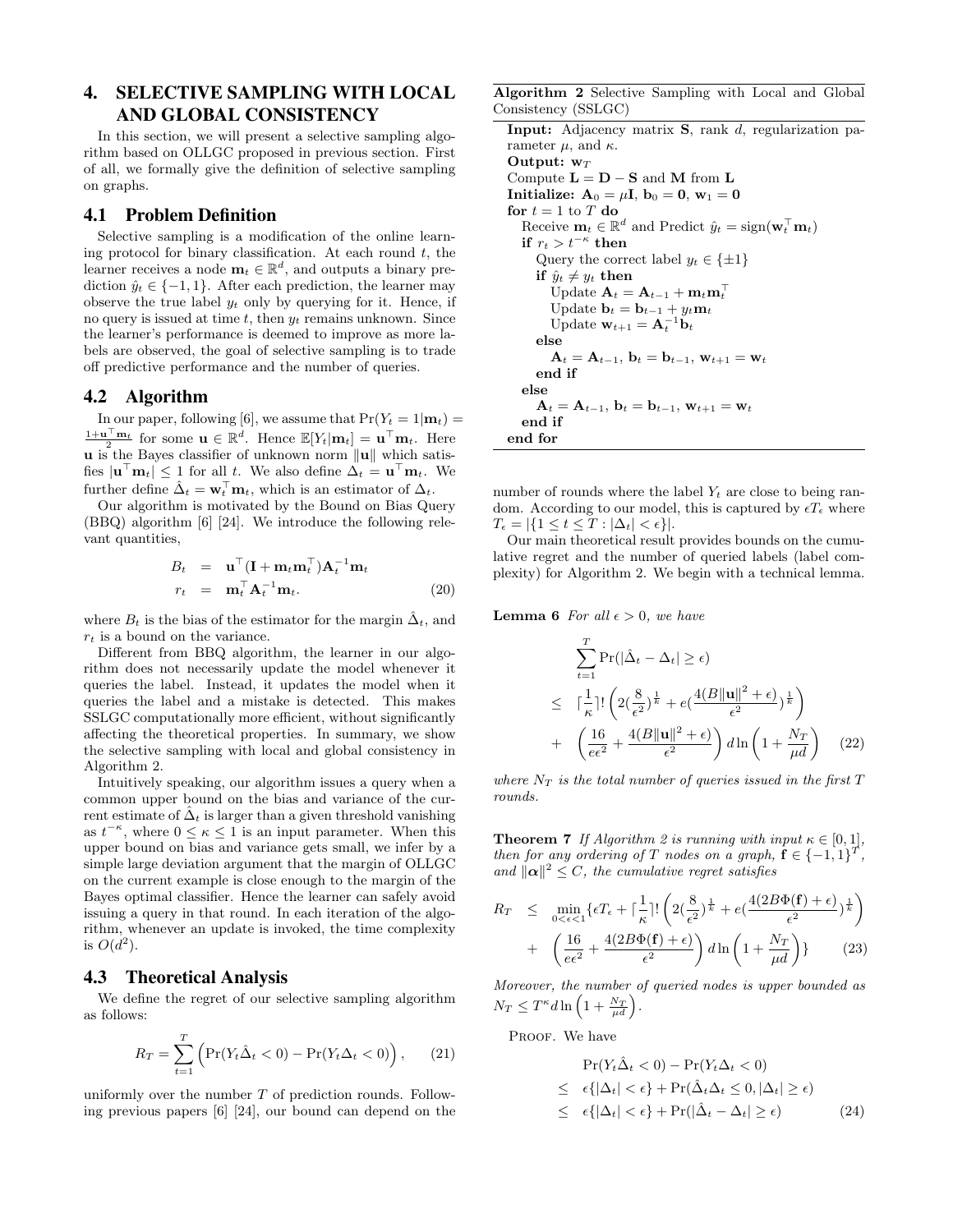## 4. SELECTIVE SAMPLING WITH LOCAL AND GLOBAL CONSISTENCY

In this section, we will present a selective sampling algorithm based on OLLGC proposed in previous section. First of all, we formally give the definition of selective sampling on graphs.

### 4.1 Problem Definition

Selective sampling is a modification of the online learning protocol for binary classification. At each round $t$, the learner receives a node $\mathbf{m}_t \in \mathbb{R}^d$, and outputs a binary prediction $\hat{y}_t \in \{-1, 1\}$. After each prediction, the learner may observe the true label $y_t$ only by querying for it. Hence, if no query is issued at time $t$, then $y_t$ remains unknown. Since the learner's performance is deemed to improve as more labels are observed, the goal of selective sampling is to trade off predictive performance and the number of queries.

### 4.2 Algorithm

In our paper, following [6], we assume that $\Pr(Y_t = 1|\mathbf{m}_t) = \frac{1+\mathbf{u}^\top \mathbf{m}_t}{2}$ for some $\mathbf{u} \in \mathbb{R}^d$. Hence $\mathbb{E}[Y_t|\mathbf{m}_t] = \mathbf{u}^\top \mathbf{m}_t$. Here $\mathbf{u}$ is the Bayes classifier of unknown norm $\|\mathbf{u}\|$ which satisfies $|\mathbf{u}^\top \mathbf{m}_t| \leq 1$ for all $t$. We also define $\Delta_t = \mathbf{u}^\top \mathbf{m}_t$. We further define $\hat{\Delta}_t = \mathbf{w}_t^\top \mathbf{m}_t$, which is an estimator of $\Delta_t$.

Our algorithm is motivated by the Bound on Bias Query (BBQ) algorithm [6] [24]. We introduce the following relevant quantities,

$$
\begin{aligned}
B_t &= \mathbf{u}^\top (\mathbf{I} + \mathbf{m}_t \mathbf{m}_t^\top) \mathbf{A}_t^{-1} \mathbf{m}_t \\
r_t &= \mathbf{m}_t^\top \mathbf{A}_t^{-1} \mathbf{m}_t. \qquad (20)
\end{aligned}
$$

where $B_t$ is the bias of the estimator for the margin $\hat{\Delta}_t$, and $r_t$ is a bound on the variance.

Different from BBQ algorithm, the learner in our algorithm does not necessarily update the model whenever it queries the label. Instead, it updates the model when it queries the label and a mistake is detected. This makes SSLGC computationally more efficient, without significantly affecting the theoretical properties. In summary, we show the selective sampling with local and global consistency in Algorithm 2.

Intuitively speaking, our algorithm issues a query when a common upper bound on the bias and variance of the current estimate of $\hat{\Delta}_t$ is larger than a given threshold vanishing as $t^{-\kappa}$, where $0 \leq \kappa \leq 1$ is an input parameter. When this upper bound on bias and variance gets small, we infer by a simple large deviation argument that the margin of OLLGC on the current example is close enough to the margin of the Bayes optimal classifier. Hence the learner can safely avoid issuing a query in that round. In each iteration of the algorithm, whenever an update is invoked, the time complexity is $O(d^2)$.

**Algorithm 2** Selective Sampling with Local and Global Consistency (SSLGC)

```
Input: Adjacency matrix S, rank d, regularization parameter μ, and κ.
Output: w_T
Compute L = D − S and M from L
Initialize: A_0 = μI, b_0 = 0, w_1 = 0
for t = 1 to T do
  Receive m_t ∈ R^d and Predict ŷ_t = sign(w_t^⊤ m_t)
  if r_t > t^{−κ} then
    Query the correct label y_t ∈ {±1}
    if ŷ_t ≠ y_t then
      Update A_t = A_{t−1} + m_t m_t^⊤
      Update b_t = b_{t−1} + y_t m_t
      Update w_{t+1} = A_t^{−1} b_t
    else
      A_t = A_{t−1}, b_t = b_{t−1}, w_{t+1} = w_t
    end if
  else
    A_t = A_{t−1}, b_t = b_{t−1}, w_{t+1} = w_t
  end if
end for
```

### 4.3 Theoretical Analysis

We define the regret of our selective sampling algorithm as follows:

$$
R_T = \sum_{t=1}^{T} \left( \Pr(Y_t \hat{\Delta}_t < 0) - \Pr(Y_t \Delta_t < 0) \right), \qquad (21)
$$

uniformly over the number $T$ of prediction rounds. Following previous papers [6] [24], our bound can depend on the number of rounds where the label $Y_t$ are close to being random. According to our model, this is captured by $\epsilon T_\epsilon$ where $T_\epsilon = |\{1 \leq t \leq T : |\Delta_t| < \epsilon\}|$.

Our main theoretical result provides bounds on the cumulative regret and the number of queried labels (label complexity) for Algorithm 2. We begin with a technical lemma.

**Lemma 6** *For all $\epsilon > 0$, we have*

$$
\begin{aligned}
&\sum_{t=1}^{T} \Pr(|\hat{\Delta}_t - \Delta_t| \geq \epsilon) \\
\leq\ & \lceil \frac{1}{\kappa} \rceil ! \left( 2 (\frac{8}{\epsilon^2})^{\frac{1}{k}} + e (\frac{4(B\|\mathbf{u}\|^2 + \epsilon)}{\epsilon^2})^{\frac{1}{k}} \right) \\
+\ & \left( \frac{16}{e\epsilon^2} + \frac{4(B\|\mathbf{u}\|^2 + \epsilon)}{\epsilon^2} \right) d \ln \left( 1 + \frac{N_T}{\mu d} \right) \qquad (22)
\end{aligned}
$$

*where $N_T$ is the total number of queries issued in the first $T$ rounds.*

**Theorem 7** *If Algorithm 2 is running with input $\kappa \in [0, 1]$, then for any ordering of $T$ nodes on a graph, $\mathbf{f} \in \{-1, 1\}^T$, and $\|\boldsymbol{\alpha}\|^2 \leq C$, the cumulative regret satisfies*

$$
\begin{aligned}
R_T \leq\ & \min_{0<\epsilon<1} \{ \epsilon T_\epsilon + \lceil \frac{1}{\kappa} \rceil ! \left( 2 (\frac{8}{\epsilon^2})^{\frac{1}{k}} + e (\frac{4(2B\Phi(\mathbf{f}) + \epsilon)}{\epsilon^2})^{\frac{1}{k}} \right) \\
+\ & \left( \frac{16}{e\epsilon^2} + \frac{4(2B\Phi(\mathbf{f}) + \epsilon)}{\epsilon^2} \right) d \ln \left( 1 + \frac{N_T}{\mu d} \right) \} \qquad (23)
\end{aligned}
$$

*Moreover, the number of queried nodes is upper bounded as $N_T \leq T^\kappa d \ln \left( 1 + \frac{N_T}{\mu d} \right)$.*

Proof. We have

$$
\begin{aligned}
& \Pr(Y_t \hat{\Delta}_t < 0) - \Pr(Y_t \Delta_t < 0) \\
\leq\ & \epsilon \{ |\Delta_t| < \epsilon \} + \Pr(\hat{\Delta}_t \Delta_t \leq 0, |\Delta_t| \geq \epsilon) \\
\leq\ & \epsilon \{ |\Delta_t| < \epsilon \} + \Pr(|\hat{\Delta}_t - \Delta_t| \geq \epsilon) \qquad (24)
\end{aligned}
$$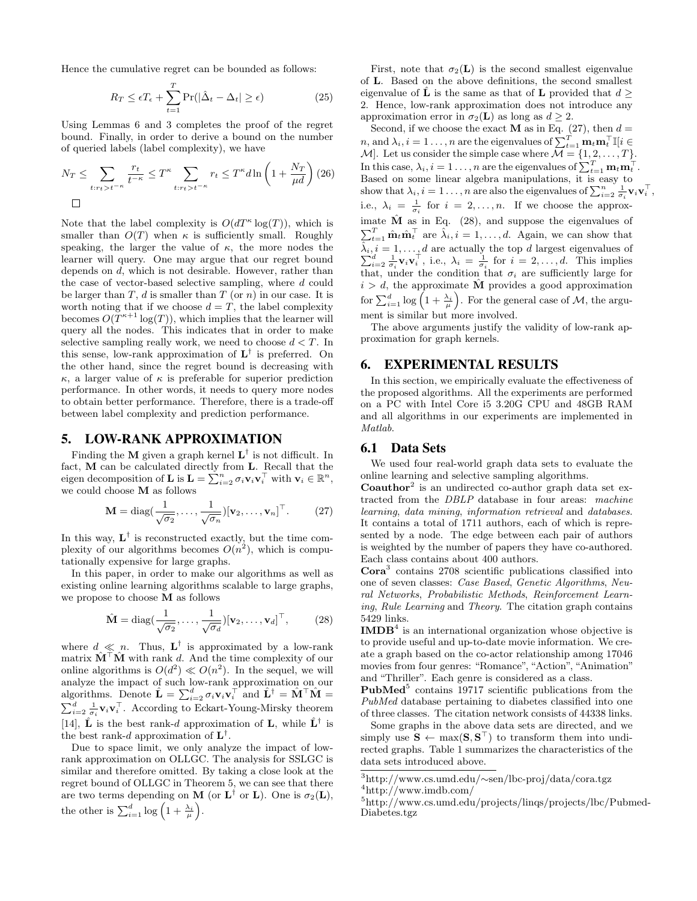Hence the cumulative regret can be bounded as follows:

$$R_T \leq \epsilon T_\epsilon + \sum_{t=1}^{T} \Pr(|\hat{\Delta}_t - \Delta_t| \geq \epsilon) \tag{25}$$

Using Lemmas 6 and 3 completes the proof of the regret bound. Finally, in order to derive a bound on the number of queried labels (label complexity), we have

$$N_T \leq \sum_{t:r_t > t^{-\kappa}} \frac{r_t}{t^{-\kappa}} \leq T^{\kappa} \sum_{t:r_t > t^{-\kappa}} r_t \leq T^{\kappa} d \ln\left(1 + \frac{N_T}{\mu d}\right) \tag{26}$$

□

Note that the label complexity is $O(dT^{\kappa}\log(T))$, which is smaller than $O(T)$ when $\kappa$ is sufficiently small. Roughly speaking, the larger the value of $\kappa$, the more nodes the learner will query. One may argue that our regret bound depends on $d$, which is not desirable. However, rather than the case of vector-based selective sampling, where $d$ could be larger than $T$, $d$ is smaller than $T$ (or $n$) in our case. It is worth noting that if we choose $d = T$, the label complexity becomes $O(T^{\kappa+1}\log(T))$, which implies that the learner will query all the nodes. This indicates that in order to make selective sampling really work, we need to choose $d < T$. In this sense, low-rank approximation of $\mathbf{L}^\dagger$ is preferred. On the other hand, since the regret bound is decreasing with $\kappa$, a larger value of $\kappa$ is preferable for superior prediction performance. In other words, it needs to query more nodes to obtain better performance. Therefore, there is a trade-off between label complexity and prediction performance.

# 5. LOW-RANK APPROXIMATION

Finding the $\mathbf{M}$ given a graph kernel $\mathbf{L}^\dagger$ is not difficult. In fact, $\mathbf{M}$ can be calculated directly from $\mathbf{L}$. Recall that the eigen decomposition of $\mathbf{L}$ is $\mathbf{L} = \sum_{i=2}^{n} \sigma_i \mathbf{v}_i \mathbf{v}_i^\top$ with $\mathbf{v}_i \in \mathbb{R}^n$, we could choose $\mathbf{M}$ as follows

$$\mathbf{M} = \text{diag}\left(\frac{1}{\sqrt{\sigma_2}}, \ldots, \frac{1}{\sqrt{\sigma_n}}\right)[\mathbf{v}_2, \ldots, \mathbf{v}_n]^\top. \tag{27}$$

In this way, $\mathbf{L}^\dagger$ is reconstructed exactly, but the time complexity of our algorithms becomes $O(n^2)$, which is computationally expensive for large graphs.

In this paper, in order to make our algorithms as well as existing online learning algorithms scalable to large graphs, we propose to choose $\mathbf{M}$ as follows

$$\hat{\mathbf{M}} = \text{diag}\left(\frac{1}{\sqrt{\sigma_2}}, \ldots, \frac{1}{\sqrt{\sigma_d}}\right)[\mathbf{v}_2, \ldots, \mathbf{v}_d]^\top, \tag{28}$$

where $d \ll n$. Thus, $\mathbf{L}^\dagger$ is approximated by a low-rank matrix $\hat{\mathbf{M}}^\top \hat{\mathbf{M}}$ with rank $d$. And the time complexity of our online algorithms is $O(d^2) \ll O(n^2)$. In the sequel, we will analyze the impact of such low-rank approximation on our algorithms. Denote $\hat{\mathbf{L}} = \sum_{i=2}^{d} \sigma_i \mathbf{v}_i \mathbf{v}_i^\top$ and $\hat{\mathbf{L}}^\dagger = \hat{\mathbf{M}}^\top \hat{\mathbf{M}} = \sum_{i=2}^{d} \frac{1}{\sigma_i} \mathbf{v}_i \mathbf{v}_i^\top$. According to Eckart-Young-Mirsky theorem [14], $\hat{\mathbf{L}}$ is the best rank-$d$ approximation of $\mathbf{L}$, while $\hat{\mathbf{L}}^\dagger$ is the best rank-$d$ approximation of $\mathbf{L}^\dagger$.

Due to space limit, we only analyze the impact of low-rank approximation on OLLGC. The analysis for SSLGC is similar and therefore omitted. By taking a close look at the regret bound of OLLGC in Theorem 5, we can see that there are two terms depending on $\mathbf{M}$ (or $\mathbf{L}^\dagger$ or $\mathbf{L}$). One is $\sigma_2(\mathbf{L})$, the other is $\sum_{i=1}^{d} \log\left(1 + \frac{\lambda_i}{\mu}\right)$.

First, note that $\sigma_2(\mathbf{L})$ is the second smallest eigenvalue of $\mathbf{L}$. Based on the above definitions, the second smallest eigenvalue of $\hat{\mathbf{L}}$ is the same as that of $\mathbf{L}$ provided that $d \geq 2$. Hence, low-rank approximation does not introduce any approximation error in $\sigma_2(\mathbf{L})$ as long as $d \geq 2$.

Second, if we choose the exact $\mathbf{M}$ as in Eq. (27), then $d = n$, and $\lambda_i, i = 1\ldots, n$ are the eigenvalues of $\sum_{t=1}^{T} \mathbf{m}_t \mathbf{m}_t^\top \mathbb{I}[i \in \mathcal{M}]$. Let us consider the simple case where $\mathcal{M} = \{1, 2, \ldots, T\}$. In this case, $\lambda_i, i = 1\ldots, n$ are the eigenvalues of $\sum_{t=1}^{T} \mathbf{m}_t \mathbf{m}_t^\top$. Based on some linear algebra manipulations, it is easy to show that $\lambda_i, i = 1\ldots, n$ are also the eigenvalues of $\sum_{i=2}^{n} \frac{1}{\sigma_i} \mathbf{v}_i \mathbf{v}_i^\top$, i.e., $\lambda_i = \frac{1}{\sigma_i}$ for $i = 2, \ldots, n$. If we choose the approximate $\hat{\mathbf{M}}$ as in Eq. (28), and suppose the eigenvalues of $\sum_{t=1}^{T} \hat{\mathbf{m}}_t \hat{\mathbf{m}}_t^\top$ are $\hat{\lambda}_i, i = 1, \ldots, d$. Again, we can show that $\hat{\lambda}_i, i = 1, \ldots, d$ are actually the top $d$ largest eigenvalues of $\sum_{i=2}^{d} \frac{1}{\sigma_i} \mathbf{v}_i \mathbf{v}_i^\top$, i.e., $\lambda_i = \frac{1}{\sigma_i}$ for $i = 2, \ldots, d$. This implies that, under the condition that $\sigma_i$ are sufficiently large for $i > d$, the approximate $\hat{\mathbf{M}}$ provides a good approximation for $\sum_{i=1}^{d} \log\left(1 + \frac{\lambda_i}{\mu}\right)$. For the general case of $\mathcal{M}$, the argument is similar but more involved.

The above arguments justify the validity of low-rank approximation for graph kernels.

# 6. EXPERIMENTAL RESULTS

In this section, we empirically evaluate the effectiveness of the proposed algorithms. All the experiments are performed on a PC with Intel Core i5 3.20G CPU and 48GB RAM and all algorithms in our experiments are implemented in *Matlab*.

## 6.1 Data Sets

We used four real-world graph data sets to evaluate the online learning and selective sampling algorithms.

**Coauthor**[2] is an undirected co-author graph data set extracted from the *DBLP* database in four areas: *machine learning*, *data mining*, *information retrieval* and *databases*. It contains a total of 1711 authors, each of which is represented by a node. The edge between each pair of authors is weighted by the number of papers they have co-authored. Each class contains about 400 authors.

**Cora**[3] contains 2708 scientific publications classified into one of seven classes: *Case Based*, *Genetic Algorithms*, *Neural Networks*, *Probabilistic Methods*, *Reinforcement Learning*, *Rule Learning* and *Theory*. The citation graph contains 5429 links.

**IMDB**[4] is an international organization whose objective is to provide useful and up-to-date movie information. We create a graph based on the co-actor relationship among 17046 movies from four genres: "Romance", "Action", "Animation" and "Thriller". Each genre is considered as a class.

**PubMed**[5] contains 19717 scientific publications from the *PubMed* database pertaining to diabetes classified into one of three classes. The citation network consists of 44338 links.

Some graphs in the above data sets are directed, and we simply use $\mathbf{S} \leftarrow \max(\mathbf{S}, \mathbf{S}^\top)$ to transform them into undirected graphs. Table 1 summarizes the characteristics of the data sets introduced above.

[3]http://www.cs.umd.edu/∼sen/lbc-proj/data/cora.tgz

[4]http://www.imdb.com/

[5]http://www.cs.umd.edu/projects/linqs/projects/lbc/Pubmed-Diabetes.tgz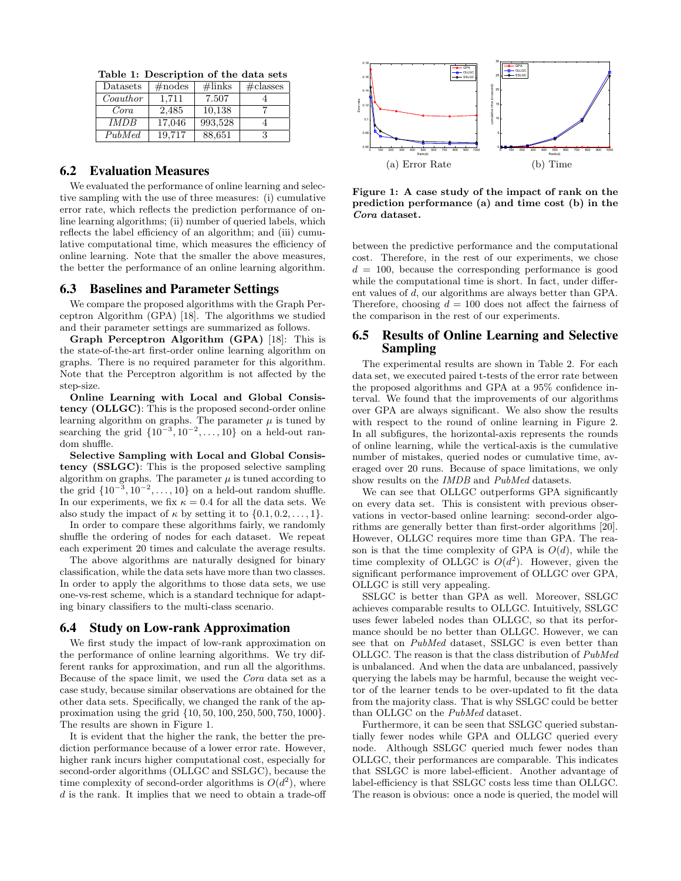**Table 1: Description of the data sets**

| Datasets | #nodes | #links | #classes |
|---|---|---|---|
| *Coauthor* | 1,711 | 7,507 | 4 |
| *Cora* | 2,485 | 10,138 | 7 |
| *IMDB* | 17,046 | 993,528 | 4 |
| *PubMed* | 19,717 | 88,651 | 3 |

## 6.2 Evaluation Measures

We evaluated the performance of online learning and selective sampling with the use of three measures: (i) cumulative error rate, which reflects the prediction performance of online learning algorithms; (ii) number of queried labels, which reflects the label efficiency of an algorithm; and (iii) cumulative computational time, which measures the efficiency of online learning. Note that the smaller the above measures, the better the performance of an online learning algorithm.

## 6.3 Baselines and Parameter Settings

We compare the proposed algorithms with the Graph Perceptron Algorithm (GPA) [18]. The algorithms we studied and their parameter settings are summarized as follows.

**Graph Perceptron Algorithm (GPA)** [18]: This is the state-of-the-art first-order online learning algorithm on graphs. There is no required parameter for this algorithm. Note that the Perceptron algorithm is not affected by the step-size.

**Online Learning with Local and Global Consistency (OLLGC)**: This is the proposed second-order online learning algorithm on graphs. The parameter $\mu$ is tuned by searching the grid $\{10^{-3}, 10^{-2}, \ldots, 10\}$ on a held-out random shuffle.

**Selective Sampling with Local and Global Consistency (SSLGC)**: This is the proposed selective sampling algorithm on graphs. The parameter $\mu$ is tuned according to the grid $\{10^{-3}, 10^{-2}, \ldots, 10\}$ on a held-out random shuffle. In our experiments, we fix $\kappa = 0.4$ for all the data sets. We also study the impact of $\kappa$ by setting it to $\{0.1, 0.2, \ldots, 1\}$.

In order to compare these algorithms fairly, we randomly shuffle the ordering of nodes for each dataset. We repeat each experiment 20 times and calculate the average results.

The above algorithms are naturally designed for binary classification, while the data sets have more than two classes. In order to apply the algorithms to those data sets, we use one-vs-rest scheme, which is a standard technique for adapting binary classifiers to the multi-class scenario.

## 6.4 Study on Low-rank Approximation

We first study the impact of low-rank approximation on the performance of online learning algorithms. We try different ranks for approximation, and run all the algorithms. Because of the space limit, we used the *Cora* data set as a case study, because similar observations are obtained for the other data sets. Specifically, we changed the rank of the approximation using the grid $\{10, 50, 100, 250, 500, 750, 1000\}$. The results are shown in Figure 1.

It is evident that the higher the rank, the better the prediction performance because of a lower error rate. However, higher rank incurs higher computational cost, especially for second-order algorithms (OLLGC and SSLGC), because the time complexity of second-order algorithms is $O(d^2)$, where $d$ is the rank. It implies that we need to obtain a trade-off between the predictive performance and the computational cost. Therefore, in the rest of our experiments, we chose $d = 100$, because the corresponding performance is good while the computational time is short. In fact, under different values of $d$, our algorithms are always better than GPA. Therefore, choosing $d = 100$ does not affect the fairness of the comparison in the rest of our experiments.

(a) Error Rate (b) Time

**Figure 1: A case study of the impact of rank on the prediction performance (a) and time cost (b) in the *Cora* dataset.**

## 6.5 Results of Online Learning and Selective Sampling

The experimental results are shown in Table 2. For each data set, we executed paired t-tests of the error rate between the proposed algorithms and GPA at a 95% confidence interval. We found that the improvements of our algorithms over GPA are always significant. We also show the results with respect to the round of online learning in Figure 2. In all subfigures, the horizontal-axis represents the rounds of online learning, while the vertical-axis is the cumulative number of mistakes, queried nodes or cumulative time, averaged over 20 runs. Because of space limitations, we only show results on the *IMDB* and *PubMed* datasets.

We can see that OLLGC outperforms GPA significantly on every data set. This is consistent with previous observations in vector-based online learning: second-order algorithms are generally better than first-order algorithms [20]. However, OLLGC requires more time than GPA. The reason is that the time complexity of GPA is $O(d)$, while the time complexity of OLLGC is $O(d^2)$. However, given the significant performance improvement of OLLGC over GPA, OLLGC is still very appealing.

SSLGC is better than GPA as well. Moreover, SSLGC achieves comparable results to OLLGC. Intuitively, SSLGC uses fewer labeled nodes than OLLGC, so that its performance should be no better than OLLGC. However, we can see that on *PubMed* dataset, SSLGC is even better than OLLGC. The reason is that the class distribution of *PubMed* is unbalanced. And when the data are unbalanced, passively querying the labels may be harmful, because the weight vector of the learner tends to be over-updated to fit the data from the majority class. That is why SSLGC could be better than OLLGC on the *PubMed* dataset.

Furthermore, it can be seen that SSLGC queried substantially fewer nodes while GPA and OLLGC queried every node. Although SSLGC queried much fewer nodes than OLLGC, their performances are comparable. This indicates that SSLGC is more label-efficient. Another advantage of label-efficiency is that SSLGC costs less time than OLLGC. The reason is obvious: once a node is queried, the model will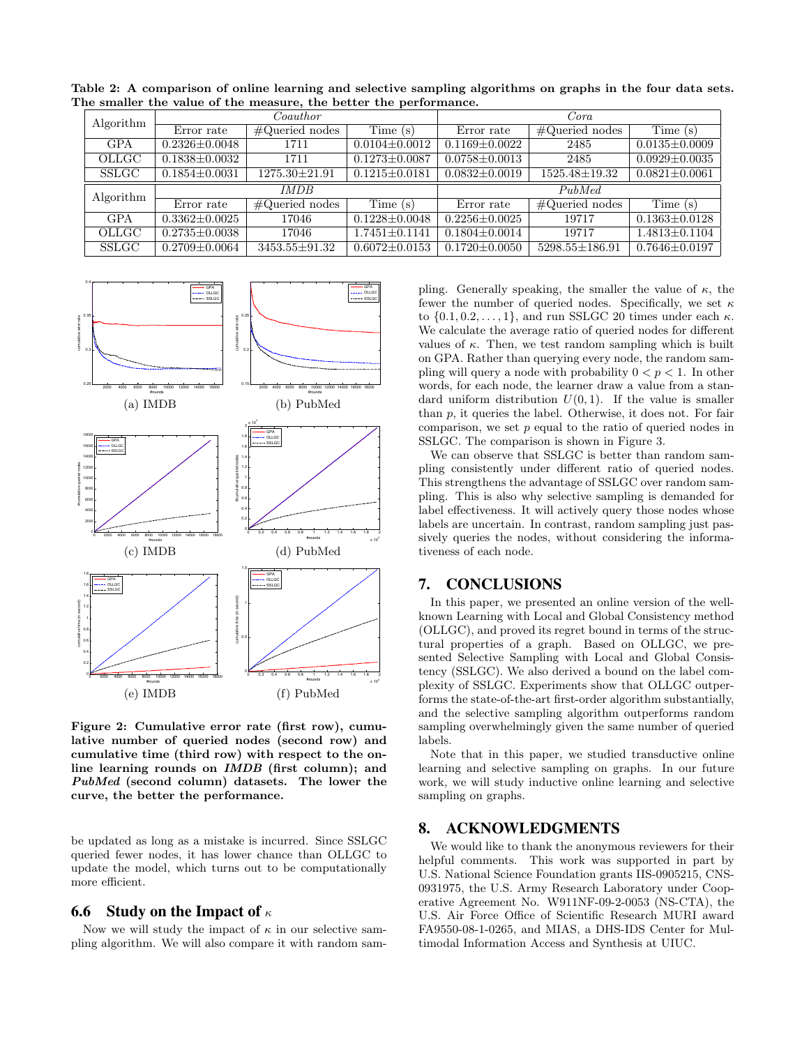**Table 2: A comparison of online learning and selective sampling algorithms on graphs in the four data sets. The smaller the value of the measure, the better the performance.**

| Algorithm | *Coauthor* | | | *Cora* | | |
|---|---|---|---|---|---|---|
| | Error rate | #Queried nodes | Time (s) | Error rate | #Queried nodes | Time (s) |
| GPA | 0.2326±0.0048 | 1711 | 0.0104±0.0012 | 0.1169±0.0022 | 2485 | 0.0135±0.0009 |
| OLLGC | 0.1838±0.0032 | 1711 | 0.1273±0.0087 | 0.0758±0.0013 | 2485 | 0.0929±0.0035 |
| SSLGC | 0.1854±0.0031 | 1275.30±21.91 | 0.1215±0.0181 | 0.0832±0.0019 | 1525.48±19.32 | 0.0821±0.0061 |
| Algorithm | *IMDB* | | | *PubMed* | | |
| | Error rate | #Queried nodes | Time (s) | Error rate | #Queried nodes | Time (s) |
| GPA | 0.3362±0.0025 | 17046 | 0.1228±0.0048 | 0.2256±0.0025 | 19717 | 0.1363±0.0128 |
| OLLGC | 0.2735±0.0038 | 17046 | 1.7451±0.1141 | 0.1804±0.0014 | 19717 | 1.4813±0.1104 |
| SSLGC | 0.2709±0.0064 | 3453.55±91.32 | 0.6072±0.0153 | 0.1720±0.0050 | 5298.55±186.91 | 0.7646±0.0197 |

(a) IMDB (b) PubMed

(c) IMDB (d) PubMed

(e) IMDB (f) PubMed

**Figure 2: Cumulative error rate (first row), cumulative number of queried nodes (second row) and cumulative time (third row) with respect to the online learning rounds on *IMDB* (first column); and *PubMed* (second column) datasets. The lower the curve, the better the performance.**

be updated as long as a mistake is incurred. Since SSLGC queried fewer nodes, it has lower chance than OLLGC to update the model, which turns out to be computationally more efficient.

### 6.6 Study on the Impact of $\kappa$

Now we will study the impact of $\kappa$ in our selective sampling algorithm. We will also compare it with random sampling. Generally speaking, the smaller the value of $\kappa$, the fewer the number of queried nodes. Specifically, we set $\kappa$ to $\{0.1, 0.2, \ldots, 1\}$, and run SSLGC 20 times under each $\kappa$. We calculate the average ratio of queried nodes for different values of $\kappa$. Then, we test random sampling which is built on GPA. Rather than querying every node, the random sampling will query a node with probability $0 < p < 1$. In other words, for each node, the learner draw a value from a standard uniform distribution $U(0, 1)$. If the value is smaller than $p$, it queries the label. Otherwise, it does not. For fair comparison, we set $p$ equal to the ratio of queried nodes in SSLGC. The comparison is shown in Figure 3.

We can observe that SSLGC is better than random sampling consistently under different ratio of queried nodes. This strengthens the advantage of SSLGC over random sampling. This is also why selective sampling is demanded for label effectiveness. It will actively query those nodes whose labels are uncertain. In contrast, random sampling just passively queries the nodes, without considering the informativeness of each node.

## 7. CONCLUSIONS

In this paper, we presented an online version of the well-known Learning with Local and Global Consistency method (OLLGC), and proved its regret bound in terms of the structural properties of a graph. Based on OLLGC, we presented Selective Sampling with Local and Global Consistency (SSLGC). We also derived a bound on the label complexity of SSLGC. Experiments show that OLLGC outperforms the state-of-the-art first-order algorithm substantially, and the selective sampling algorithm outperforms random sampling overwhelmingly given the same number of queried labels.

Note that in this paper, we studied transductive online learning and selective sampling on graphs. In our future work, we will study inductive online learning and selective sampling on graphs.

## 8. ACKNOWLEDGMENTS

We would like to thank the anonymous reviewers for their helpful comments. This work was supported in part by U.S. National Science Foundation grants IIS-0905215, CNS-0931975, the U.S. Army Research Laboratory under Cooperative Agreement No. W911NF-09-2-0053 (NS-CTA), the U.S. Air Force Office of Scientific Research MURI award FA9550-08-1-0265, and MIAS, a DHS-IDS Center for Multimodal Information Access and Synthesis at UIUC.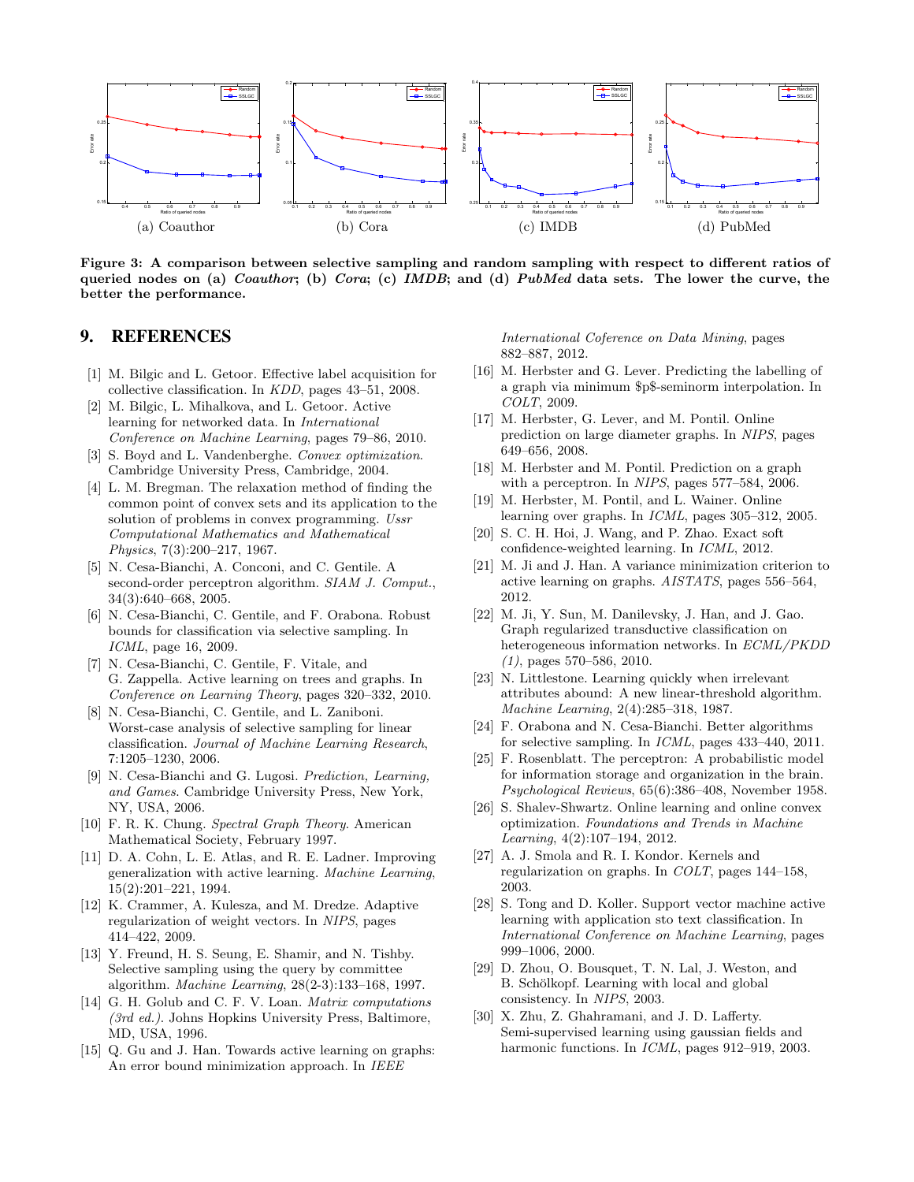Random
SSLGC

Error rate

Ratio of queried nodes

(a) Coauthor

(b) Cora

(c) IMDB

(d) PubMed

**Figure 3: A comparison between selective sampling and random sampling with respect to different ratios of queried nodes on (a) *Coauthor*; (b) *Cora*; (c) *IMDB*; and (d) *PubMed* data sets. The lower the curve, the better the performance.**

## 9. REFERENCES

[1] M. Bilgic and L. Getoor. Effective label acquisition for collective classification. In *KDD*, pages 43–51, 2008.

[2] M. Bilgic, L. Mihalkova, and L. Getoor. Active learning for networked data. In *International Conference on Machine Learning*, pages 79–86, 2010.

[3] S. Boyd and L. Vandenberghe. *Convex optimization*. Cambridge University Press, Cambridge, 2004.

[4] L. M. Bregman. The relaxation method of finding the common point of convex sets and its application to the solution of problems in convex programming. *Ussr Computational Mathematics and Mathematical Physics*, 7(3):200–217, 1967.

[5] N. Cesa-Bianchi, A. Conconi, and C. Gentile. A second-order perceptron algorithm. *SIAM J. Comput.*, 34(3):640–668, 2005.

[6] N. Cesa-Bianchi, C. Gentile, and F. Orabona. Robust bounds for classification via selective sampling. In *ICML*, page 16, 2009.

[7] N. Cesa-Bianchi, C. Gentile, F. Vitale, and G. Zappella. Active learning on trees and graphs. In *Conference on Learning Theory*, pages 320–332, 2010.

[8] N. Cesa-Bianchi, C. Gentile, and L. Zaniboni. Worst-case analysis of selective sampling for linear classification. *Journal of Machine Learning Research*, 7:1205–1230, 2006.

[9] N. Cesa-Bianchi and G. Lugosi. *Prediction, Learning, and Games*. Cambridge University Press, New York, NY, USA, 2006.

[10] F. R. K. Chung. *Spectral Graph Theory*. American Mathematical Society, February 1997.

[11] D. A. Cohn, L. E. Atlas, and R. E. Ladner. Improving generalization with active learning. *Machine Learning*, 15(2):201–221, 1994.

[12] K. Crammer, A. Kulesza, and M. Dredze. Adaptive regularization of weight vectors. In *NIPS*, pages 414–422, 2009.

[13] Y. Freund, H. S. Seung, E. Shamir, and N. Tishby. Selective sampling using the query by committee algorithm. *Machine Learning*, 28(2-3):133–168, 1997.

[14] G. H. Golub and C. F. V. Loan. *Matrix computations (3rd ed.)*. Johns Hopkins University Press, Baltimore, MD, USA, 1996.

[15] Q. Gu and J. Han. Towards active learning on graphs: An error bound minimization approach. In *IEEE International Coference on Data Mining*, pages 882–887, 2012.

[16] M. Herbster and G. Lever. Predicting the labelling of a graph via minimum $p$-seminorm interpolation. In *COLT*, 2009.

[17] M. Herbster, G. Lever, and M. Pontil. Online prediction on large diameter graphs. In *NIPS*, pages 649–656, 2008.

[18] M. Herbster and M. Pontil. Prediction on a graph with a perceptron. In *NIPS*, pages 577–584, 2006.

[19] M. Herbster, M. Pontil, and L. Wainer. Online learning over graphs. In *ICML*, pages 305–312, 2005.

[20] S. C. H. Hoi, J. Wang, and P. Zhao. Exact soft confidence-weighted learning. In *ICML*, 2012.

[21] M. Ji and J. Han. A variance minimization criterion to active learning on graphs. *AISTATS*, pages 556–564, 2012.

[22] M. Ji, Y. Sun, M. Danilevsky, J. Han, and J. Gao. Graph regularized transductive classification on heterogeneous information networks. In *ECML/PKDD (1)*, pages 570–586, 2010.

[23] N. Littlestone. Learning quickly when irrelevant attributes abound: A new linear-threshold algorithm. *Machine Learning*, 2(4):285–318, 1987.

[24] F. Orabona and N. Cesa-Bianchi. Better algorithms for selective sampling. In *ICML*, pages 433–440, 2011.

[25] F. Rosenblatt. The perceptron: A probabilistic model for information storage and organization in the brain. *Psychological Reviews*, 65(6):386–408, November 1958.

[26] S. Shalev-Shwartz. Online learning and online convex optimization. *Foundations and Trends in Machine Learning*, 4(2):107–194, 2012.

[27] A. J. Smola and R. I. Kondor. Kernels and regularization on graphs. In *COLT*, pages 144–158, 2003.

[28] S. Tong and D. Koller. Support vector machine active learning with application sto text classification. In *International Conference on Machine Learning*, pages 999–1006, 2000.

[29] D. Zhou, O. Bousquet, T. N. Lal, J. Weston, and B. Schölkopf. Learning with local and global consistency. In *NIPS*, 2003.

[30] X. Zhu, Z. Ghahramani, and J. D. Lafferty. Semi-supervised learning using gaussian fields and harmonic functions. In *ICML*, pages 912–919, 2003.